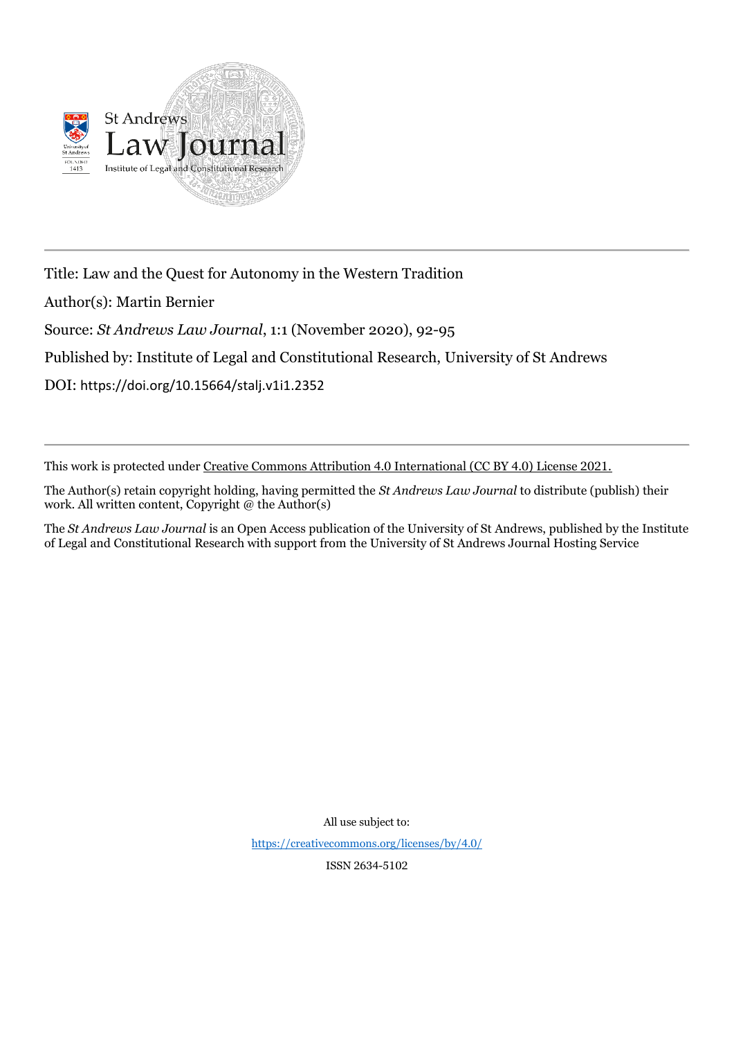St Andrews Law Journal

Institute of Legal and Constitutional Research

---

Title: Law and the Quest for Autonomy in the Western Tradition

Author(s): Martin Bernier

Source: *St Andrews Law Journal*, 1:1 (November 2020), 92-95

Published by: Institute of Legal and Constitutional Research, University of St Andrews

DOI: https://doi.org/10.15664/stalj.v1i1.2352

---

This work is protected under Creative Commons Attribution 4.0 International (CC BY 4.0) License 2021.

The Author(s) retain copyright holding, having permitted the *St Andrews Law Journal* to distribute (publish) their work. All written content, Copyright @ the Author(s)

The *St Andrews Law Journal* is an Open Access publication of the University of St Andrews, published by the Institute of Legal and Constitutional Research with support from the University of St Andrews Journal Hosting Service

All use subject to:

https://creativecommons.org/licenses/by/4.0/

ISSN 2634-5102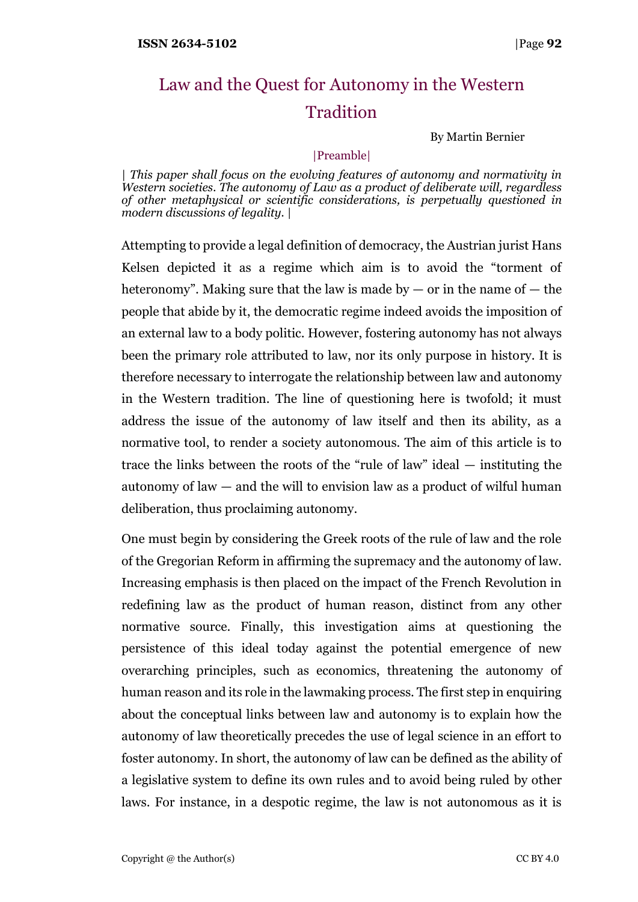# Law and the Quest for Autonomy in the Western Tradition

By Martin Bernier

|Preamble|

| *This paper shall focus on the evolving features of autonomy and normativity in Western societies. The autonomy of Law as a product of deliberate will, regardless of other metaphysical or scientific considerations, is perpetually questioned in modern discussions of legality.* |

Attempting to provide a legal definition of democracy, the Austrian jurist Hans Kelsen depicted it as a regime which aim is to avoid the "torment of heteronomy". Making sure that the law is made by — or in the name of — the people that abide by it, the democratic regime indeed avoids the imposition of an external law to a body politic. However, fostering autonomy has not always been the primary role attributed to law, nor its only purpose in history. It is therefore necessary to interrogate the relationship between law and autonomy in the Western tradition. The line of questioning here is twofold; it must address the issue of the autonomy of law itself and then its ability, as a normative tool, to render a society autonomous. The aim of this article is to trace the links between the roots of the "rule of law" ideal — instituting the autonomy of law — and the will to envision law as a product of wilful human deliberation, thus proclaiming autonomy.

One must begin by considering the Greek roots of the rule of law and the role of the Gregorian Reform in affirming the supremacy and the autonomy of law. Increasing emphasis is then placed on the impact of the French Revolution in redefining law as the product of human reason, distinct from any other normative source. Finally, this investigation aims at questioning the persistence of this ideal today against the potential emergence of new overarching principles, such as economics, threatening the autonomy of human reason and its role in the lawmaking process. The first step in enquiring about the conceptual links between law and autonomy is to explain how the autonomy of law theoretically precedes the use of legal science in an effort to foster autonomy. In short, the autonomy of law can be defined as the ability of a legislative system to define its own rules and to avoid being ruled by other laws. For instance, in a despotic regime, the law is not autonomous as it is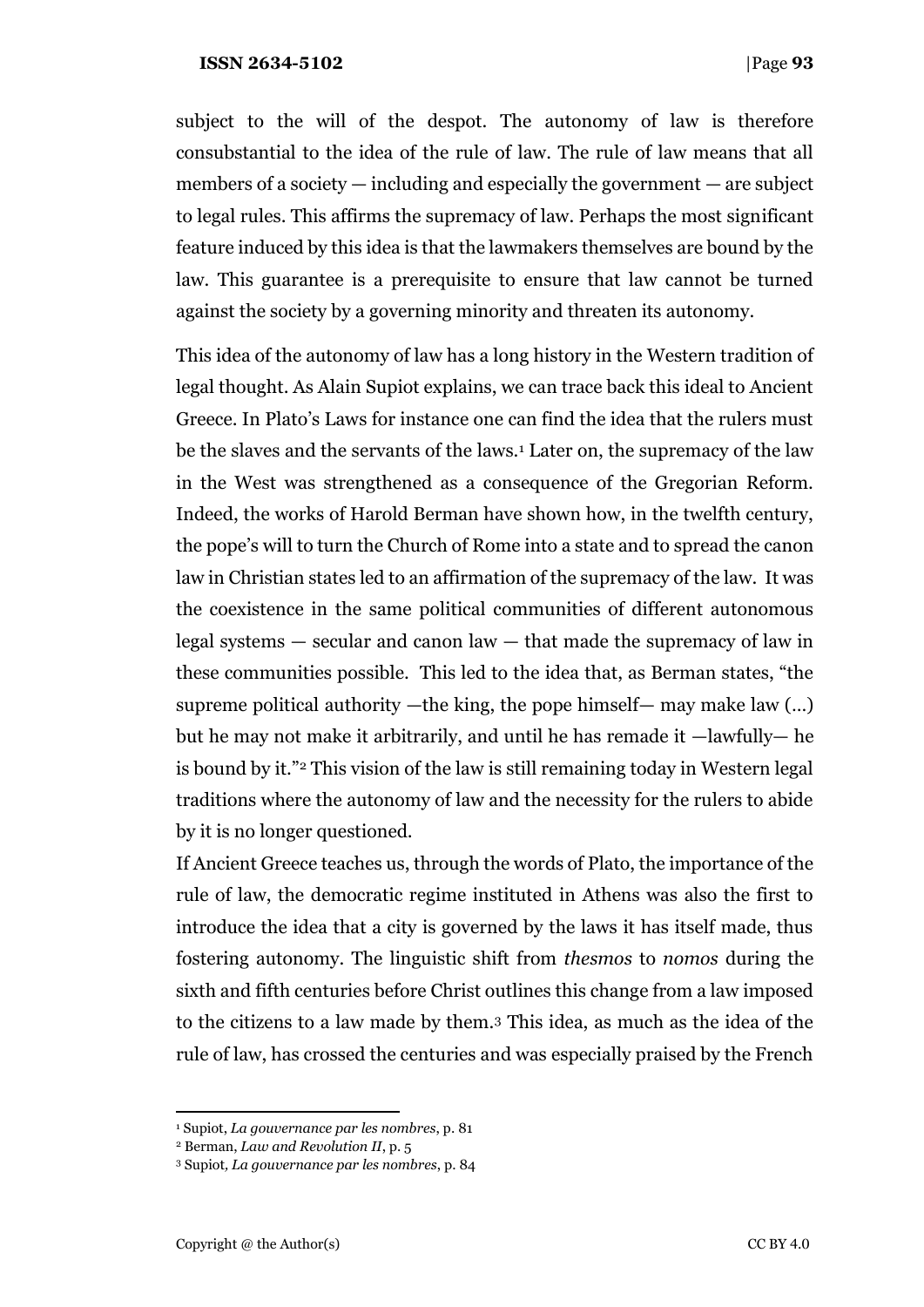subject to the will of the despot. The autonomy of law is therefore consubstantial to the idea of the rule of law. The rule of law means that all members of a society — including and especially the government — are subject to legal rules. This affirms the supremacy of law. Perhaps the most significant feature induced by this idea is that the lawmakers themselves are bound by the law. This guarantee is a prerequisite to ensure that law cannot be turned against the society by a governing minority and threaten its autonomy.

This idea of the autonomy of law has a long history in the Western tradition of legal thought. As Alain Supiot explains, we can trace back this ideal to Ancient Greece. In Plato's Laws for instance one can find the idea that the rulers must be the slaves and the servants of the laws.[1] Later on, the supremacy of the law in the West was strengthened as a consequence of the Gregorian Reform. Indeed, the works of Harold Berman have shown how, in the twelfth century, the pope's will to turn the Church of Rome into a state and to spread the canon law in Christian states led to an affirmation of the supremacy of the law. It was the coexistence in the same political communities of different autonomous legal systems — secular and canon law — that made the supremacy of law in these communities possible. This led to the idea that, as Berman states, "the supreme political authority —the king, the pope himself— may make law (...) but he may not make it arbitrarily, and until he has remade it —lawfully— he is bound by it."[2] This vision of the law is still remaining today in Western legal traditions where the autonomy of law and the necessity for the rulers to abide by it is no longer questioned.

If Ancient Greece teaches us, through the words of Plato, the importance of the rule of law, the democratic regime instituted in Athens was also the first to introduce the idea that a city is governed by the laws it has itself made, thus fostering autonomy. The linguistic shift from *thesmos* to *nomos* during the sixth and fifth centuries before Christ outlines this change from a law imposed to the citizens to a law made by them.[3] This idea, as much as the idea of the rule of law, has crossed the centuries and was especially praised by the French

---

[1] Supiot, *La gouvernance par les nombres*, p. 81

[2] Berman, *Law and Revolution II*, p. 5

[3] Supiot, *La gouvernance par les nombres*, p. 84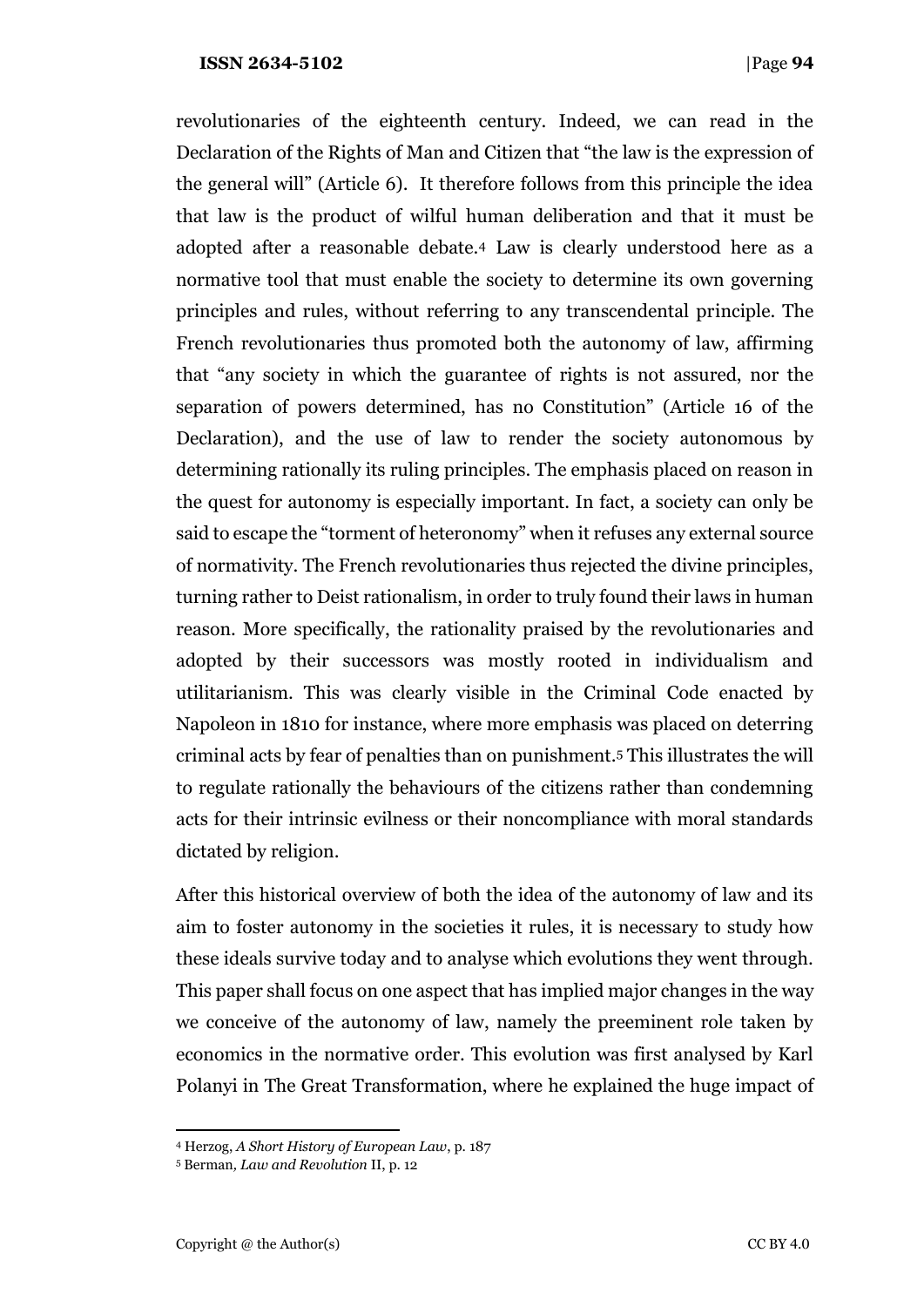revolutionaries of the eighteenth century. Indeed, we can read in the Declaration of the Rights of Man and Citizen that "the law is the expression of the general will" (Article 6). It therefore follows from this principle the idea that law is the product of wilful human deliberation and that it must be adopted after a reasonable debate.[4] Law is clearly understood here as a normative tool that must enable the society to determine its own governing principles and rules, without referring to any transcendental principle. The French revolutionaries thus promoted both the autonomy of law, affirming that "any society in which the guarantee of rights is not assured, nor the separation of powers determined, has no Constitution" (Article 16 of the Declaration), and the use of law to render the society autonomous by determining rationally its ruling principles. The emphasis placed on reason in the quest for autonomy is especially important. In fact, a society can only be said to escape the "torment of heteronomy" when it refuses any external source of normativity. The French revolutionaries thus rejected the divine principles, turning rather to Deist rationalism, in order to truly found their laws in human reason. More specifically, the rationality praised by the revolutionaries and adopted by their successors was mostly rooted in individualism and utilitarianism. This was clearly visible in the Criminal Code enacted by Napoleon in 1810 for instance, where more emphasis was placed on deterring criminal acts by fear of penalties than on punishment.[5] This illustrates the will to regulate rationally the behaviours of the citizens rather than condemning acts for their intrinsic evilness or their noncompliance with moral standards dictated by religion.

After this historical overview of both the idea of the autonomy of law and its aim to foster autonomy in the societies it rules, it is necessary to study how these ideals survive today and to analyse which evolutions they went through. This paper shall focus on one aspect that has implied major changes in the way we conceive of the autonomy of law, namely the preeminent role taken by economics in the normative order. This evolution was first analysed by Karl Polanyi in The Great Transformation, where he explained the huge impact of

---

[4] Herzog, *A Short History of European Law*, p. 187

[5] Berman, *Law and Revolution* II, p. 12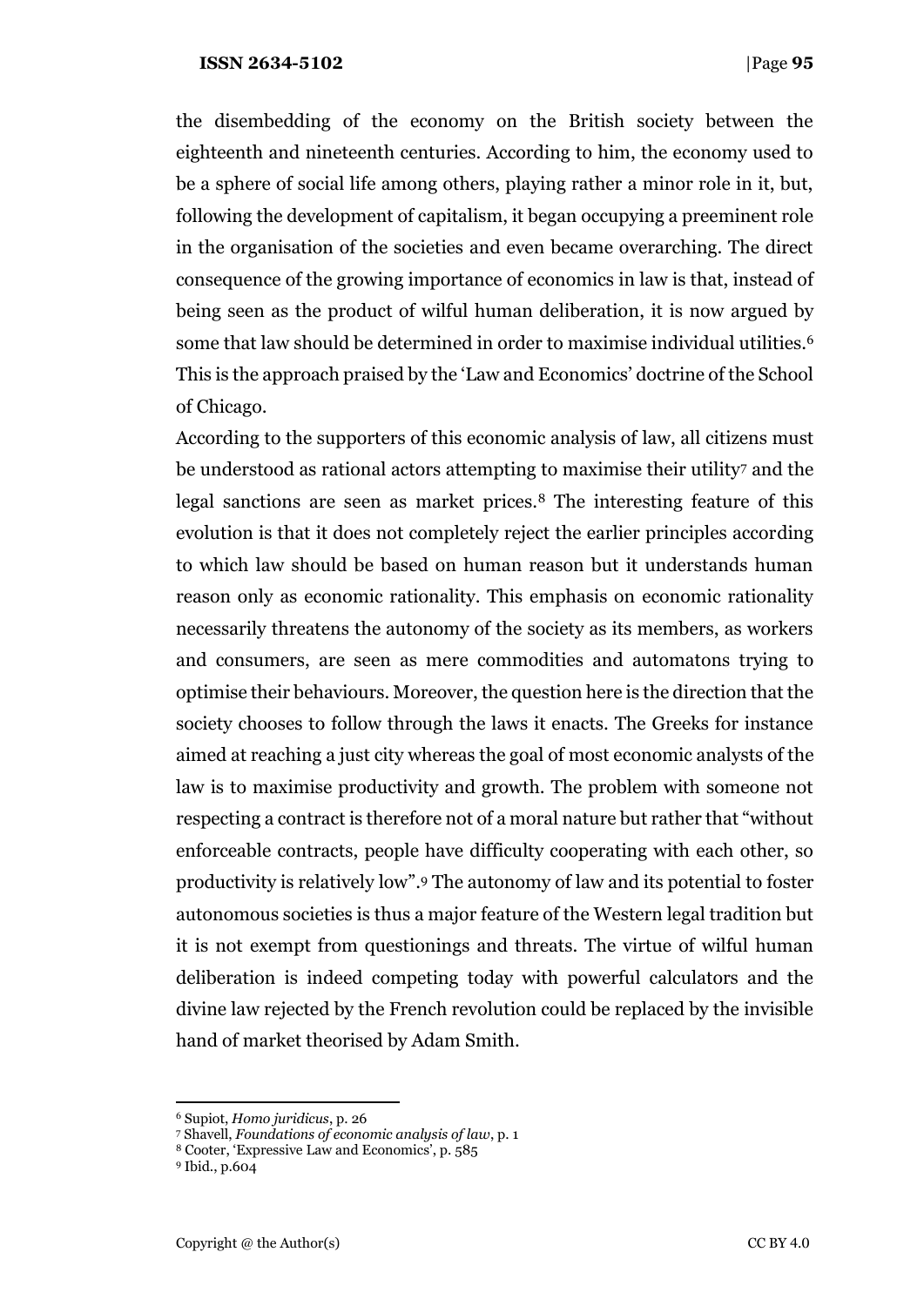the disembedding of the economy on the British society between the eighteenth and nineteenth centuries. According to him, the economy used to be a sphere of social life among others, playing rather a minor role in it, but, following the development of capitalism, it began occupying a preeminent role in the organisation of the societies and even became overarching. The direct consequence of the growing importance of economics in law is that, instead of being seen as the product of wilful human deliberation, it is now argued by some that law should be determined in order to maximise individual utilities.[6] This is the approach praised by the 'Law and Economics' doctrine of the School of Chicago.

According to the supporters of this economic analysis of law, all citizens must be understood as rational actors attempting to maximise their utility[7] and the legal sanctions are seen as market prices.[8] The interesting feature of this evolution is that it does not completely reject the earlier principles according to which law should be based on human reason but it understands human reason only as economic rationality. This emphasis on economic rationality necessarily threatens the autonomy of the society as its members, as workers and consumers, are seen as mere commodities and automatons trying to optimise their behaviours. Moreover, the question here is the direction that the society chooses to follow through the laws it enacts. The Greeks for instance aimed at reaching a just city whereas the goal of most economic analysts of the law is to maximise productivity and growth. The problem with someone not respecting a contract is therefore not of a moral nature but rather that "without enforceable contracts, people have difficulty cooperating with each other, so productivity is relatively low".[9] The autonomy of law and its potential to foster autonomous societies is thus a major feature of the Western legal tradition but it is not exempt from questionings and threats. The virtue of wilful human deliberation is indeed competing today with powerful calculators and the divine law rejected by the French revolution could be replaced by the invisible hand of market theorised by Adam Smith.

---

[6] Supiot, *Homo juridicus*, p. 26

[7] Shavell, *Foundations of economic analysis of law*, p. 1

[8] Cooter, 'Expressive Law and Economics', p. 585

[9] Ibid., p.604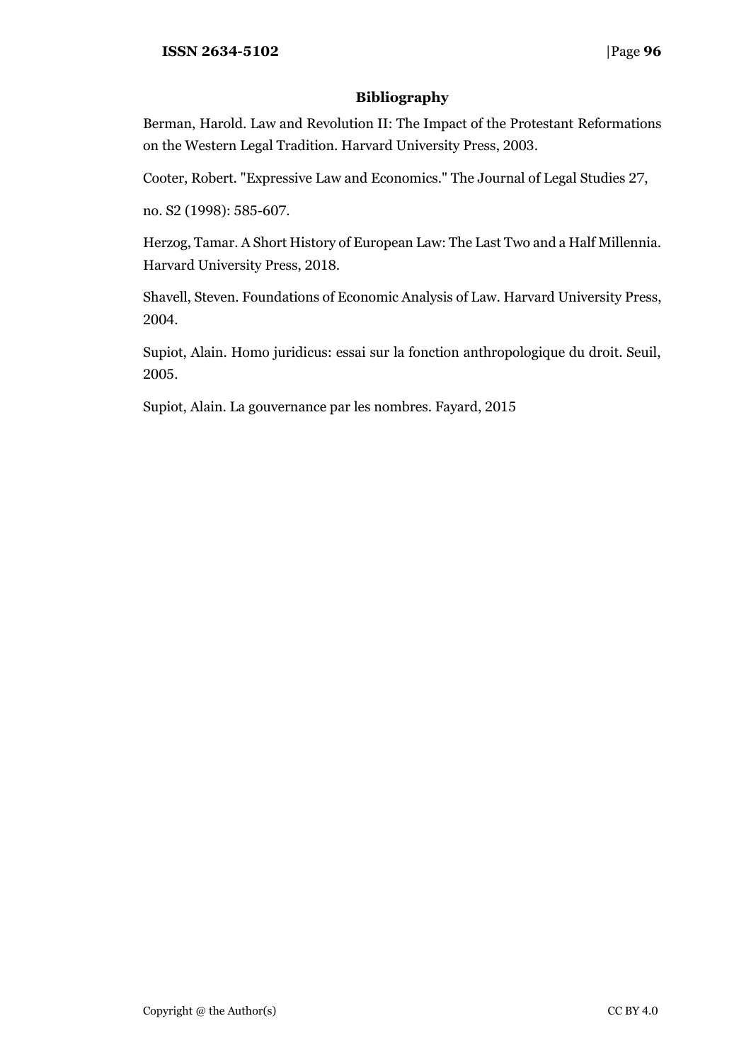## Bibliography

Berman, Harold. Law and Revolution II: The Impact of the Protestant Reformations on the Western Legal Tradition. Harvard University Press, 2003.

Cooter, Robert. "Expressive Law and Economics." The Journal of Legal Studies 27, no. S2 (1998): 585-607.

Herzog, Tamar. A Short History of European Law: The Last Two and a Half Millennia. Harvard University Press, 2018.

Shavell, Steven. Foundations of Economic Analysis of Law. Harvard University Press, 2004.

Supiot, Alain. Homo juridicus: essai sur la fonction anthropologique du droit. Seuil, 2005.

Supiot, Alain. La gouvernance par les nombres. Fayard, 2015